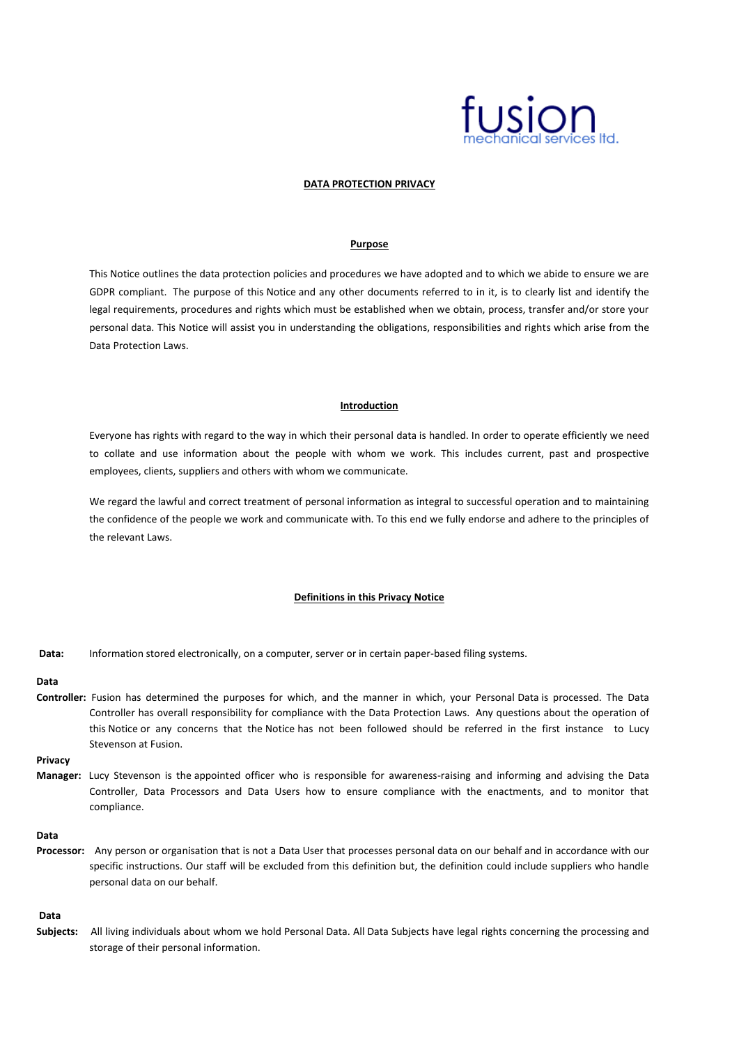fusion
mechanical services ltd.

# DATA PROTECTION PRIVACY

## Purpose

This Notice outlines the data protection policies and procedures we have adopted and to which we abide to ensure we are GDPR compliant. The purpose of this Notice and any other documents referred to in it, is to clearly list and identify the legal requirements, procedures and rights which must be established when we obtain, process, transfer and/or store your personal data. This Notice will assist you in understanding the obligations, responsibilities and rights which arise from the Data Protection Laws.

## Introduction

Everyone has rights with regard to the way in which their personal data is handled. In order to operate efficiently we need to collate and use information about the people with whom we work. This includes current, past and prospective employees, clients, suppliers and others with whom we communicate.

We regard the lawful and correct treatment of personal information as integral to successful operation and to maintaining the confidence of the people we work and communicate with. To this end we fully endorse and adhere to the principles of the relevant Laws.

## Definitions in this Privacy Notice

**Data:** Information stored electronically, on a computer, server or in certain paper-based filing systems.

**Data Controller:** Fusion has determined the purposes for which, and the manner in which, your Personal Data is processed. The Data Controller has overall responsibility for compliance with the Data Protection Laws. Any questions about the operation of this Notice or any concerns that the Notice has not been followed should be referred in the first instance to Lucy Stevenson at Fusion.

**Privacy Manager:** Lucy Stevenson is the appointed officer who is responsible for awareness-raising and informing and advising the Data Controller, Data Processors and Data Users how to ensure compliance with the enactments, and to monitor that compliance.

**Data Processor:** Any person or organisation that is not a Data User that processes personal data on our behalf and in accordance with our specific instructions. Our staff will be excluded from this definition but, the definition could include suppliers who handle personal data on our behalf.

**Data Subjects:** All living individuals about whom we hold Personal Data. All Data Subjects have legal rights concerning the processing and storage of their personal information.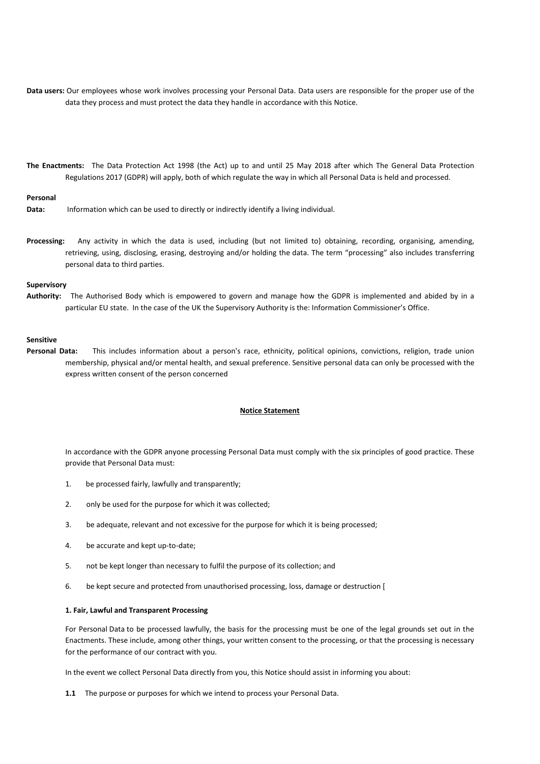**Data users:** Our employees whose work involves processing your Personal Data. Data users are responsible for the proper use of the data they process and must protect the data they handle in accordance with this Notice.

**The Enactments:** The Data Protection Act 1998 (the Act) up to and until 25 May 2018 after which The General Data Protection Regulations 2017 (GDPR) will apply, both of which regulate the way in which all Personal Data is held and processed.

**Personal Data:** Information which can be used to directly or indirectly identify a living individual.

**Processing:** Any activity in which the data is used, including (but not limited to) obtaining, recording, organising, amending, retrieving, using, disclosing, erasing, destroying and/or holding the data. The term "processing" also includes transferring personal data to third parties.

**Supervisory Authority:** The Authorised Body which is empowered to govern and manage how the GDPR is implemented and abided by in a particular EU state. In the case of the UK the Supervisory Authority is the: Information Commissioner's Office.

**Sensitive Personal Data:** This includes information about a person's race, ethnicity, political opinions, convictions, religion, trade union membership, physical and/or mental health, and sexual preference. Sensitive personal data can only be processed with the express written consent of the person concerned

## Notice Statement

In accordance with the GDPR anyone processing Personal Data must comply with the six principles of good practice. These provide that Personal Data must:

1. be processed fairly, lawfully and transparently;
2. only be used for the purpose for which it was collected;
3. be adequate, relevant and not excessive for the purpose for which it is being processed;
4. be accurate and kept up-to-date;
5. not be kept longer than necessary to fulfil the purpose of its collection; and
6. be kept secure and protected from unauthorised processing, loss, damage or destruction [

### 1. Fair, Lawful and Transparent Processing

For Personal Data to be processed lawfully, the basis for the processing must be one of the legal grounds set out in the Enactments. These include, among other things, your written consent to the processing, or that the processing is necessary for the performance of our contract with you.

In the event we collect Personal Data directly from you, this Notice should assist in informing you about:

**1.1** The purpose or purposes for which we intend to process your Personal Data.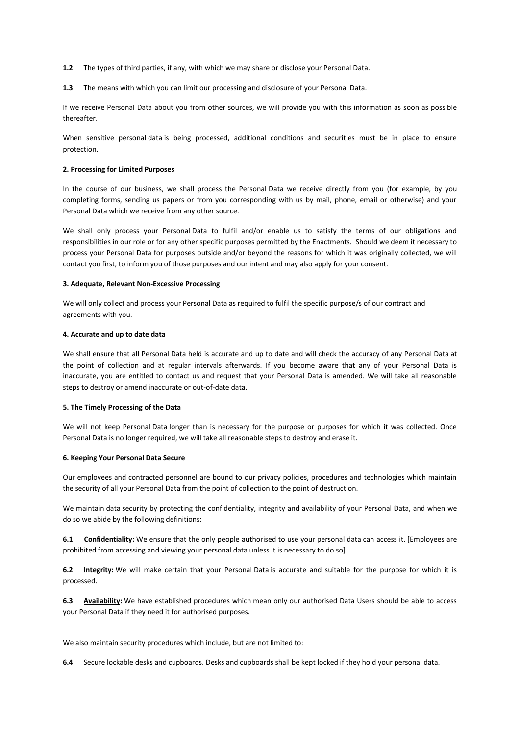**1.2** The types of third parties, if any, with which we may share or disclose your Personal Data.

**1.3** The means with which you can limit our processing and disclosure of your Personal Data.

If we receive Personal Data about you from other sources, we will provide you with this information as soon as possible thereafter.

When sensitive personal data is being processed, additional conditions and securities must be in place to ensure protection.

**2. Processing for Limited Purposes**

In the course of our business, we shall process the Personal Data we receive directly from you (for example, by you completing forms, sending us papers or from you corresponding with us by mail, phone, email or otherwise) and your Personal Data which we receive from any other source.

We shall only process your Personal Data to fulfil and/or enable us to satisfy the terms of our obligations and responsibilities in our role or for any other specific purposes permitted by the Enactments. Should we deem it necessary to process your Personal Data for purposes outside and/or beyond the reasons for which it was originally collected, we will contact you first, to inform you of those purposes and our intent and may also apply for your consent.

**3. Adequate, Relevant Non-Excessive Processing**

We will only collect and process your Personal Data as required to fulfil the specific purpose/s of our contract and agreements with you.

**4. Accurate and up to date data**

We shall ensure that all Personal Data held is accurate and up to date and will check the accuracy of any Personal Data at the point of collection and at regular intervals afterwards. If you become aware that any of your Personal Data is inaccurate, you are entitled to contact us and request that your Personal Data is amended. We will take all reasonable steps to destroy or amend inaccurate or out-of-date data.

**5. The Timely Processing of the Data**

We will not keep Personal Data longer than is necessary for the purpose or purposes for which it was collected. Once Personal Data is no longer required, we will take all reasonable steps to destroy and erase it.

**6. Keeping Your Personal Data Secure**

Our employees and contracted personnel are bound to our privacy policies, procedures and technologies which maintain the security of all your Personal Data from the point of collection to the point of destruction.

We maintain data security by protecting the confidentiality, integrity and availability of your Personal Data, and when we do so we abide by the following definitions:

**6.1** **Confidentiality:** We ensure that the only people authorised to use your personal data can access it. [Employees are prohibited from accessing and viewing your personal data unless it is necessary to do so]

**6.2** **Integrity:** We will make certain that your Personal Data is accurate and suitable for the purpose for which it is processed.

**6.3** **Availability:** We have established procedures which mean only our authorised Data Users should be able to access your Personal Data if they need it for authorised purposes.

We also maintain security procedures which include, but are not limited to:

**6.4** Secure lockable desks and cupboards. Desks and cupboards shall be kept locked if they hold your personal data.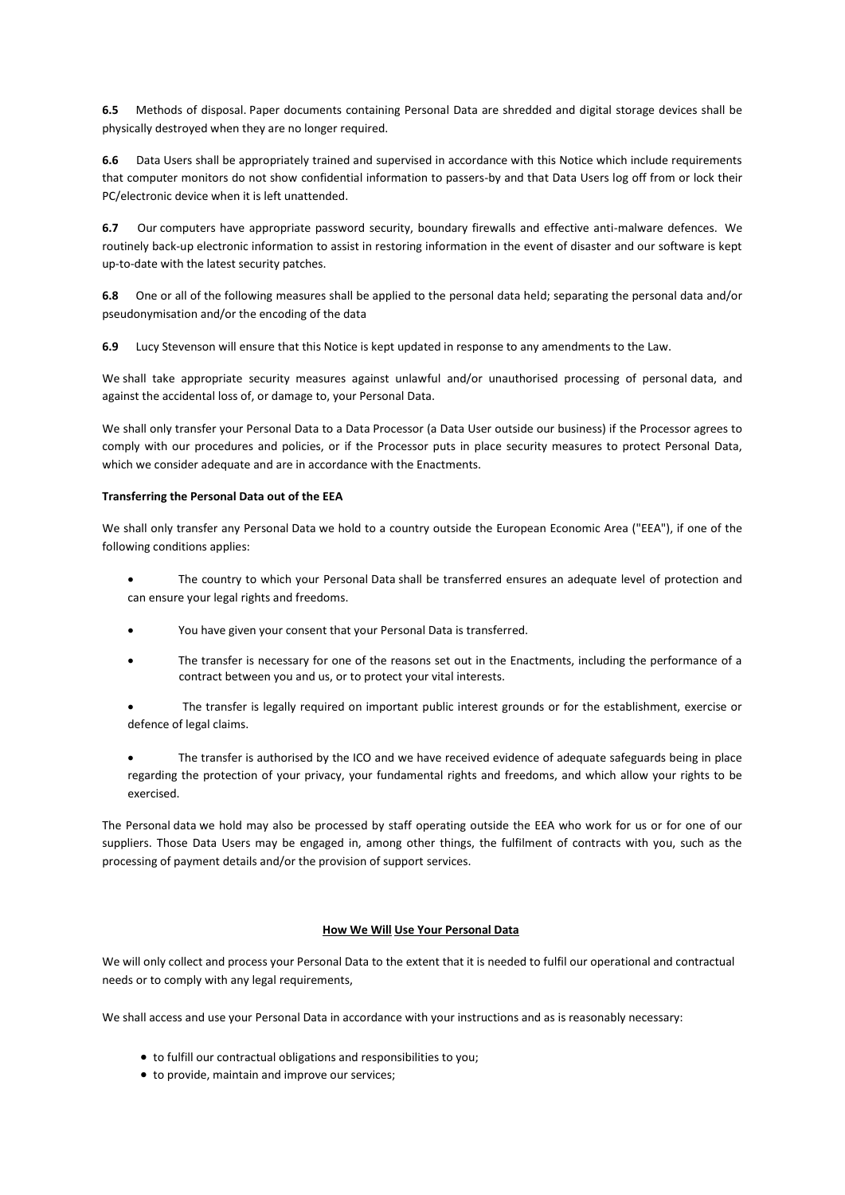**6.5** Methods of disposal. Paper documents containing Personal Data are shredded and digital storage devices shall be physically destroyed when they are no longer required.

**6.6** Data Users shall be appropriately trained and supervised in accordance with this Notice which include requirements that computer monitors do not show confidential information to passers-by and that Data Users log off from or lock their PC/electronic device when it is left unattended.

**6.7** Our computers have appropriate password security, boundary firewalls and effective anti-malware defences. We routinely back-up electronic information to assist in restoring information in the event of disaster and our software is kept up-to-date with the latest security patches.

**6.8** One or all of the following measures shall be applied to the personal data held; separating the personal data and/or pseudonymisation and/or the encoding of the data

**6.9** Lucy Stevenson will ensure that this Notice is kept updated in response to any amendments to the Law.

We shall take appropriate security measures against unlawful and/or unauthorised processing of personal data, and against the accidental loss of, or damage to, your Personal Data.

We shall only transfer your Personal Data to a Data Processor (a Data User outside our business) if the Processor agrees to comply with our procedures and policies, or if the Processor puts in place security measures to protect Personal Data, which we consider adequate and are in accordance with the Enactments.

**Transferring the Personal Data out of the EEA**

We shall only transfer any Personal Data we hold to a country outside the European Economic Area ("EEA"), if one of the following conditions applies:

- The country to which your Personal Data shall be transferred ensures an adequate level of protection and can ensure your legal rights and freedoms.
- You have given your consent that your Personal Data is transferred.
- The transfer is necessary for one of the reasons set out in the Enactments, including the performance of a contract between you and us, or to protect your vital interests.
- The transfer is legally required on important public interest grounds or for the establishment, exercise or defence of legal claims.
- The transfer is authorised by the ICO and we have received evidence of adequate safeguards being in place regarding the protection of your privacy, your fundamental rights and freedoms, and which allow your rights to be exercised.

The Personal data we hold may also be processed by staff operating outside the EEA who work for us or for one of our suppliers. Those Data Users may be engaged in, among other things, the fulfilment of contracts with you, such as the processing of payment details and/or the provision of support services.

**How We Will Use Your Personal Data**

We will only collect and process your Personal Data to the extent that it is needed to fulfil our operational and contractual needs or to comply with any legal requirements,

We shall access and use your Personal Data in accordance with your instructions and as is reasonably necessary:

- to fulfill our contractual obligations and responsibilities to you;
- to provide, maintain and improve our services;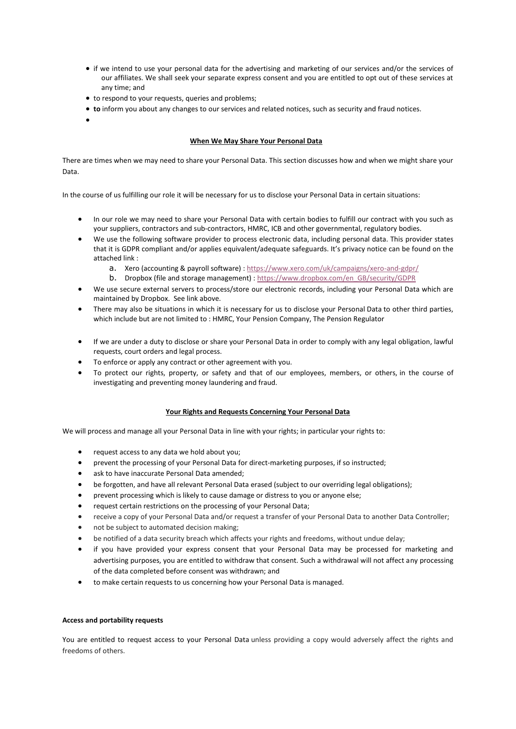- if we intend to use your personal data for the advertising and marketing of our services and/or the services of our affiliates. We shall seek your separate express consent and you are entitled to opt out of these services at any time; and
- to respond to your requests, queries and problems;
- **to** inform you about any changes to our services and related notices, such as security and fraud notices.
-

**When We May Share Your Personal Data**

There are times when we may need to share your Personal Data. This section discusses how and when we might share your Data.

In the course of us fulfilling our role it will be necessary for us to disclose your Personal Data in certain situations:

- In our role we may need to share your Personal Data with certain bodies to fulfill our contract with you such as your suppliers, contractors and sub-contractors, HMRC, ICB and other governmental, regulatory bodies.
- We use the following software provider to process electronic data, including personal data. This provider states that it is GDPR compliant and/or applies equivalent/adequate safeguards. It's privacy notice can be found on the attached link :
  a. Xero (accounting & payroll software) : https://www.xero.com/uk/campaigns/xero-and-gdpr/
  b. Dropbox (file and storage management) : https://www.dropbox.com/en_GB/security/GDPR
- We use secure external servers to process/store our electronic records, including your Personal Data which are maintained by Dropbox. See link above.
- There may also be situations in which it is necessary for us to disclose your Personal Data to other third parties, which include but are not limited to : HMRC, Your Pension Company, The Pension Regulator
- If we are under a duty to disclose or share your Personal Data in order to comply with any legal obligation, lawful requests, court orders and legal process.
- To enforce or apply any contract or other agreement with you.
- To protect our rights, property, or safety and that of our employees, members, or others, in the course of investigating and preventing money laundering and fraud.

**Your Rights and Requests Concerning Your Personal Data**

We will process and manage all your Personal Data in line with your rights; in particular your rights to:

- request access to any data we hold about you;
- prevent the processing of your Personal Data for direct-marketing purposes, if so instructed;
- ask to have inaccurate Personal Data amended;
- be forgotten, and have all relevant Personal Data erased (subject to our overriding legal obligations);
- prevent processing which is likely to cause damage or distress to you or anyone else;
- request certain restrictions on the processing of your Personal Data;
- receive a copy of your Personal Data and/or request a transfer of your Personal Data to another Data Controller;
- not be subject to automated decision making;
- be notified of a data security breach which affects your rights and freedoms, without undue delay;
- if you have provided your express consent that your Personal Data may be processed for marketing and advertising purposes, you are entitled to withdraw that consent. Such a withdrawal will not affect any processing of the data completed before consent was withdrawn; and
- to make certain requests to us concerning how your Personal Data is managed.

**Access and portability requests**

You are entitled to request access to your Personal Data unless providing a copy would adversely affect the rights and freedoms of others.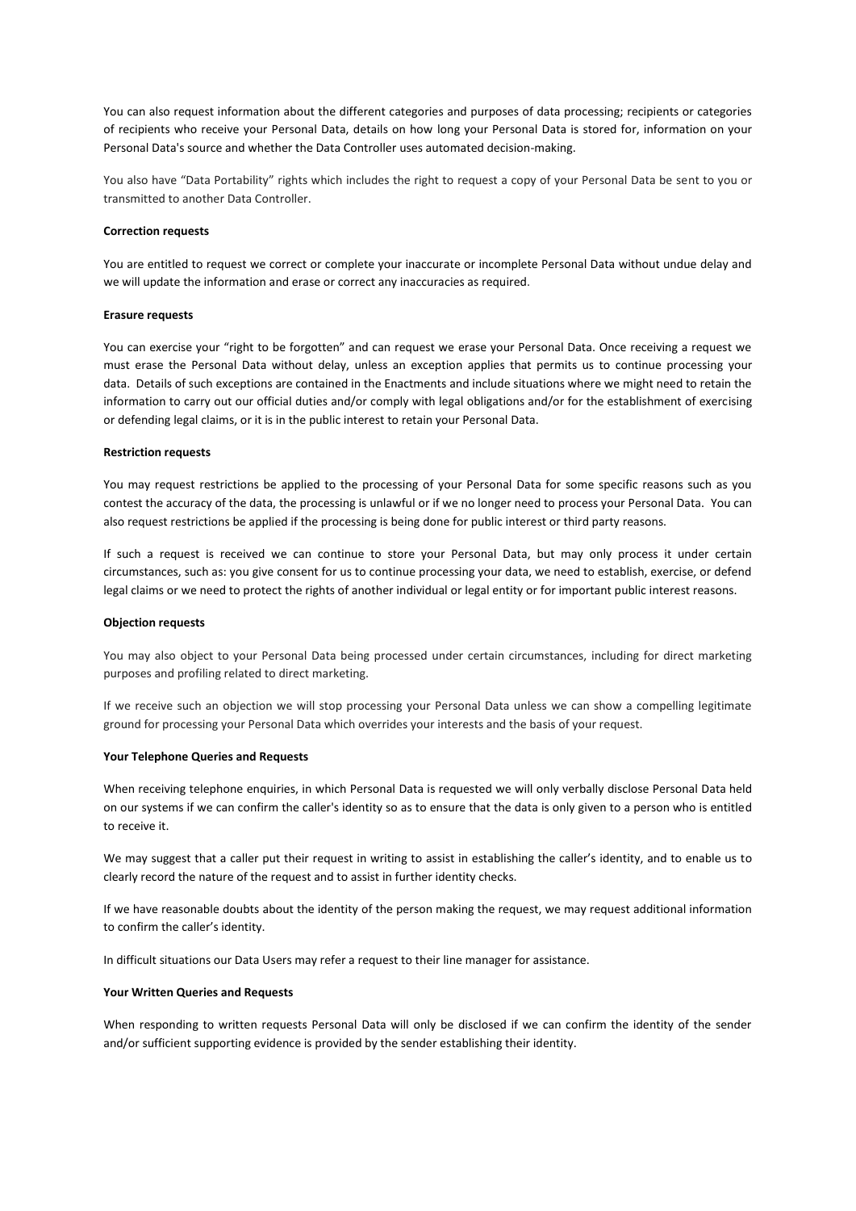You can also request information about the different categories and purposes of data processing; recipients or categories of recipients who receive your Personal Data, details on how long your Personal Data is stored for, information on your Personal Data's source and whether the Data Controller uses automated decision-making.

You also have "Data Portability" rights which includes the right to request a copy of your Personal Data be sent to you or transmitted to another Data Controller.

**Correction requests**

You are entitled to request we correct or complete your inaccurate or incomplete Personal Data without undue delay and we will update the information and erase or correct any inaccuracies as required.

**Erasure requests**

You can exercise your "right to be forgotten" and can request we erase your Personal Data. Once receiving a request we must erase the Personal Data without delay, unless an exception applies that permits us to continue processing your data. Details of such exceptions are contained in the Enactments and include situations where we might need to retain the information to carry out our official duties and/or comply with legal obligations and/or for the establishment of exercising or defending legal claims, or it is in the public interest to retain your Personal Data.

**Restriction requests**

You may request restrictions be applied to the processing of your Personal Data for some specific reasons such as you contest the accuracy of the data, the processing is unlawful or if we no longer need to process your Personal Data. You can also request restrictions be applied if the processing is being done for public interest or third party reasons.

If such a request is received we can continue to store your Personal Data, but may only process it under certain circumstances, such as: you give consent for us to continue processing your data, we need to establish, exercise, or defend legal claims or we need to protect the rights of another individual or legal entity or for important public interest reasons.

**Objection requests**

You may also object to your Personal Data being processed under certain circumstances, including for direct marketing purposes and profiling related to direct marketing.

If we receive such an objection we will stop processing your Personal Data unless we can show a compelling legitimate ground for processing your Personal Data which overrides your interests and the basis of your request.

**Your Telephone Queries and Requests**

When receiving telephone enquiries, in which Personal Data is requested we will only verbally disclose Personal Data held on our systems if we can confirm the caller's identity so as to ensure that the data is only given to a person who is entitled to receive it.

We may suggest that a caller put their request in writing to assist in establishing the caller's identity, and to enable us to clearly record the nature of the request and to assist in further identity checks.

If we have reasonable doubts about the identity of the person making the request, we may request additional information to confirm the caller's identity.

In difficult situations our Data Users may refer a request to their line manager for assistance.

**Your Written Queries and Requests**

When responding to written requests Personal Data will only be disclosed if we can confirm the identity of the sender and/or sufficient supporting evidence is provided by the sender establishing their identity.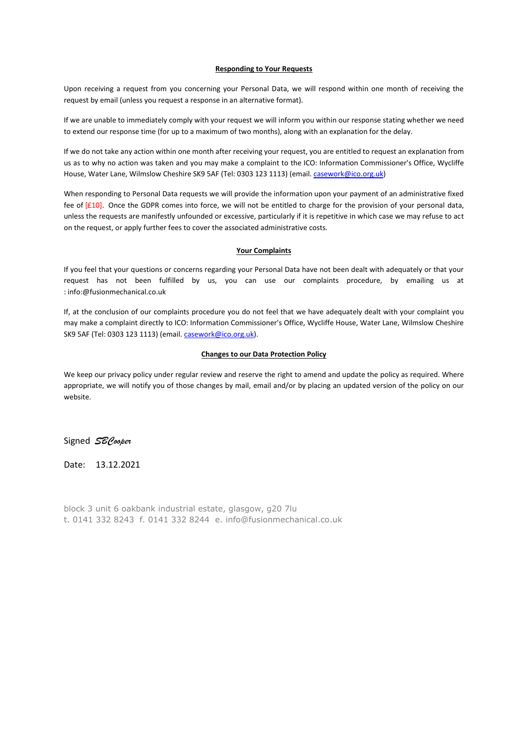**Responding to Your Requests**

Upon receiving a request from you concerning your Personal Data, we will respond within one month of receiving the request by email (unless you request a response in an alternative format).

If we are unable to immediately comply with your request we will inform you within our response stating whether we need to extend our response time (for up to a maximum of two months), along with an explanation for the delay.

If we do not take any action within one month after receiving your request, you are entitled to request an explanation from us as to why no action was taken and you may make a complaint to the ICO: Information Commissioner's Office, Wycliffe House, Water Lane, Wilmslow Cheshire SK9 5AF (Tel: 0303 123 1113) (email. casework@ico.org.uk)

When responding to Personal Data requests we will provide the information upon your payment of an administrative fixed fee of [£10]. Once the GDPR comes into force, we will not be entitled to charge for the provision of your personal data, unless the requests are manifestly unfounded or excessive, particularly if it is repetitive in which case we may refuse to act on the request, or apply further fees to cover the associated administrative costs.

**Your Complaints**

If you feel that your questions or concerns regarding your Personal Data have not been dealt with adequately or that your request has not been fulfilled by us, you can use our complaints procedure, by emailing us at : info:@fusionmechanical.co.uk

If, at the conclusion of our complaints procedure you do not feel that we have adequately dealt with your complaint you may make a complaint directly to ICO: Information Commissioner's Office, Wycliffe House, Water Lane, Wilmslow Cheshire SK9 5AF (Tel: 0303 123 1113) (email. casework@ico.org.uk).

**Changes to our Data Protection Policy**

We keep our privacy policy under regular review and reserve the right to amend and update the policy as required. Where appropriate, we will notify you of those changes by mail, email and/or by placing an updated version of the policy on our website.

Signed *SBCooper*

Date: 13.12.2021

block 3 unit 6 oakbank industrial estate, glasgow, g20 7lu
t. 0141 332 8243 f. 0141 332 8244 e. info@fusionmechanical.co.uk